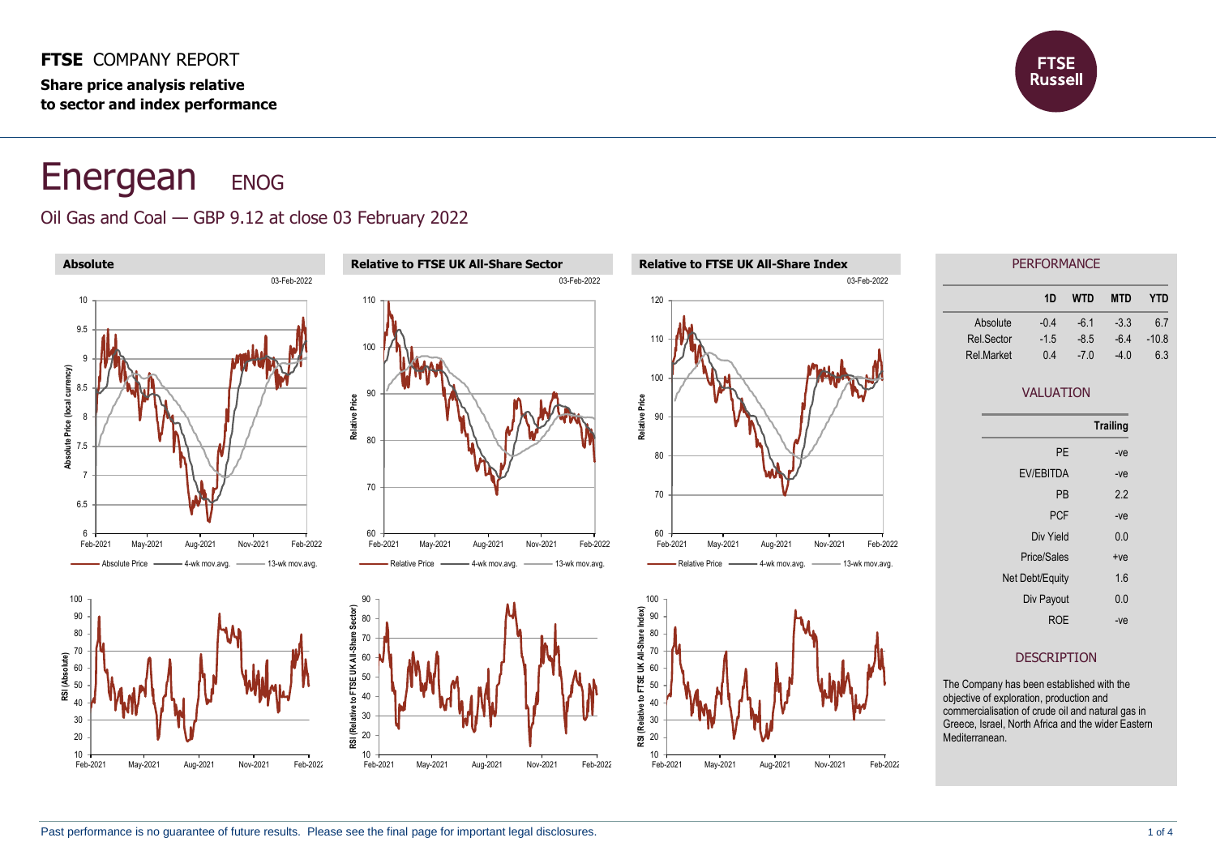**FTSE** COMPANY REPORT

**Share price analysis relative to sector and index performance**

# Energean ENOG

Oil Gas and Coal — GBP 9.12 at close 03 February 2022

### Absolute

03-Feb-2022

Absolute Price — 4-wk mov.avg. — 13-wk mov.avg.

### Relative to FTSE UK All-Share Sector

03-Feb-2022

Relative Price — 4-wk mov.avg. — 13-wk mov.avg.

### Relative to FTSE UK All-Share Index

03-Feb-2022

Relative Price — 4-wk mov.avg. — 13-wk mov.avg.

## PERFORMANCE

| | 1D | WTD | MTD | YTD |
|---|---|---|---|---|
| Absolute | -0.4 | -6.1 | -3.3 | 6.7 |
| Rel.Sector | -1.5 | -8.5 | -6.4 | -10.8 |
| Rel.Market | 0.4 | -7.0 | -4.0 | 6.3 |

## VALUATION

| | Trailing |
|---|---|
| PE | -ve |
| EV/EBITDA | -ve |
| PB | 2.2 |
| PCF | -ve |
| Div Yield | 0.0 |
| Price/Sales | +ve |
| Net Debt/Equity | 1.6 |
| Div Payout | 0.0 |
| ROE | -ve |

## DESCRIPTION

The Company has been established with the objective of exploration, production and commercialisation of crude oil and natural gas in Greece, Israel, North Africa and the wider Eastern Mediterranean.

Past performance is no guarantee of future results. Please see the final page for important legal disclosures.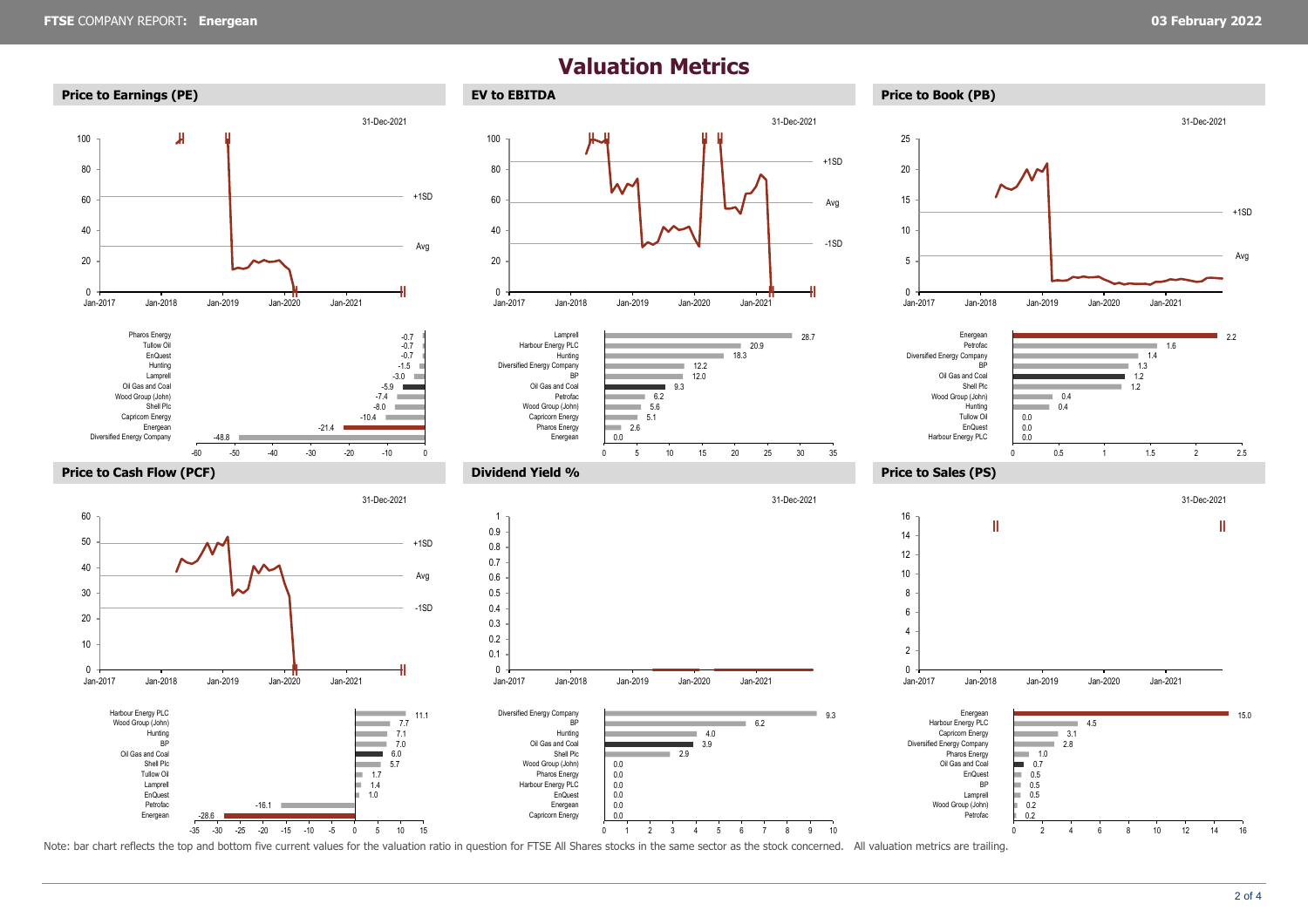# Valuation Metrics

## Price to Earnings (PE)

31-Dec-2021

| Company | Value |
|---|---|
| Pharos Energy | -0.7 |
| Tullow Oil | -0.7 |
| EnQuest | -0.7 |
| Hunting | -1.5 |
| Lamprell | -3.0 |
| Oil Gas and Coal | -5.9 |
| Wood Group (John) | -7.4 |
| Shell Plc | -8.0 |
| Capricorn Energy | -10.4 |
| Energean | -21.4 |
| Diversified Energy Company | -48.8 |

## EV to EBITDA

31-Dec-2021

| Company | Value |
|---|---|
| Lamprell | 28.7 |
| Harbour Energy PLC | 20.9 |
| Hunting | 18.3 |
| Diversified Energy Company | 12.2 |
| BP | 12.0 |
| Oil Gas and Coal | 9.3 |
| Petrofac | 6.2 |
| Wood Group (John) | 5.6 |
| Capricorn Energy | 5.1 |
| Pharos Energy | 2.6 |
| Energean | 0.0 |

## Price to Book (PB)

31-Dec-2021

| Company | Value |
|---|---|
| Energean | 2.2 |
| Petrofac | 1.6 |
| Diversified Energy Company | 1.4 |
| BP | 1.3 |
| Oil Gas and Coal | 1.2 |
| Shell Plc | 1.2 |
| Wood Group (John) | 0.4 |
| Hunting | 0.4 |
| Tullow Oil | 0.0 |
| EnQuest | 0.0 |
| Harbour Energy PLC | 0.0 |

## Price to Cash Flow (PCF)

31-Dec-2021

| Company | Value |
|---|---|
| Harbour Energy PLC | 11.1 |
| Wood Group (John) | 7.7 |
| Hunting | 7.1 |
| BP | 7.0 |
| Oil Gas and Coal | 6.0 |
| Shell Plc | 5.7 |
| Tullow Oil | 1.7 |
| Lamprell | 1.4 |
| EnQuest | 1.0 |
| Petrofac | -16.1 |
| Energean | -28.6 |

## Dividend Yield %

31-Dec-2021

| Company | Value |
|---|---|
| Diversified Energy Company | 9.3 |
| BP | 6.2 |
| Hunting | 4.0 |
| Oil Gas and Coal | 3.9 |
| Shell Plc | 2.9 |
| Wood Group (John) | 0.0 |
| Pharos Energy | 0.0 |
| Harbour Energy PLC | 0.0 |
| EnQuest | 0.0 |
| Energean | 0.0 |
| Capricorn Energy | 0.0 |

## Price to Sales (PS)

31-Dec-2021

| Company | Value |
|---|---|
| Energean | 15.0 |
| Harbour Energy PLC | 4.5 |
| Capricorn Energy | 3.1 |
| Diversified Energy Company | 2.8 |
| Pharos Energy | 1.0 |
| Oil Gas and Coal | 0.7 |
| EnQuest | 0.5 |
| BP | 0.5 |
| Lamprell | 0.5 |
| Wood Group (John) | 0.2 |
| Petrofac | 0.2 |

Note: bar chart reflects the top and bottom five current values for the valuation ratio in question for FTSE All Shares stocks in the same sector as the stock concerned. All valuation metrics are trailing.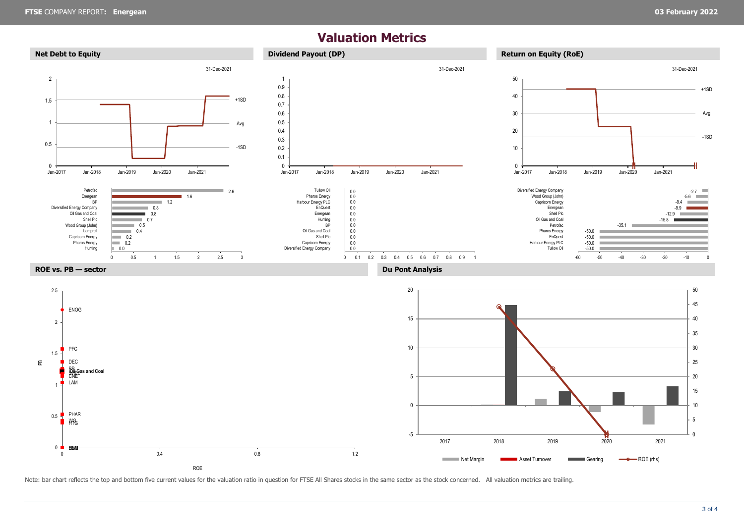# Valuation Metrics

## Net Debt to Equity

31-Dec-2021

| Company | Value |
|---|---|
| Petrofac | 2.6 |
| Energean | 1.6 |
| BP | 1.2 |
| Diversified Energy Company | 0.8 |
| Oil Gas and Coal | 0.8 |
| Shell Plc | 0.7 |
| Wood Group (John) | 0.5 |
| Lamprell | 0.4 |
| Capricorn Energy | 0.2 |
| Pharos Energy | 0.2 |
| Hunting | 0.0 |

## Dividend Payout (DP)

31-Dec-2021

| Company | Value |
|---|---|
| Tullow Oil | 0.0 |
| Pharos Energy | 0.0 |
| Harbour Energy PLC | 0.0 |
| EnQuest | 0.0 |
| Energean | 0.0 |
| Hunting | 0.0 |
| BP | 0.0 |
| Oil Gas and Coal | 0.0 |
| Shell Plc | 0.0 |
| Capricorn Energy | 0.0 |
| Diversified Energy Company | 0.0 |

## Return on Equity (RoE)

31-Dec-2021

| Company | Value |
|---|---|
| Diversified Energy Company | -2.7 |
| Wood Group (John) | -5.6 |
| Capricorn Energy | -9.4 |
| Energean | -9.9 |
| Shell Plc | -12.9 |
| Oil Gas and Coal | -15.8 |
| Petrofac | -35.1 |
| Pharos Energy | -50.0 |
| EnQuest | -50.0 |
| Harbour Energy PLC | -50.0 |
| Tullow Oil | -50.0 |

## ROE vs. PB — sector

## Du Pont Analysis

Note: bar chart reflects the top and bottom five current values for the valuation ratio in question for FTSE All Shares stocks in the same sector as the stock concerned. All valuation metrics are trailing.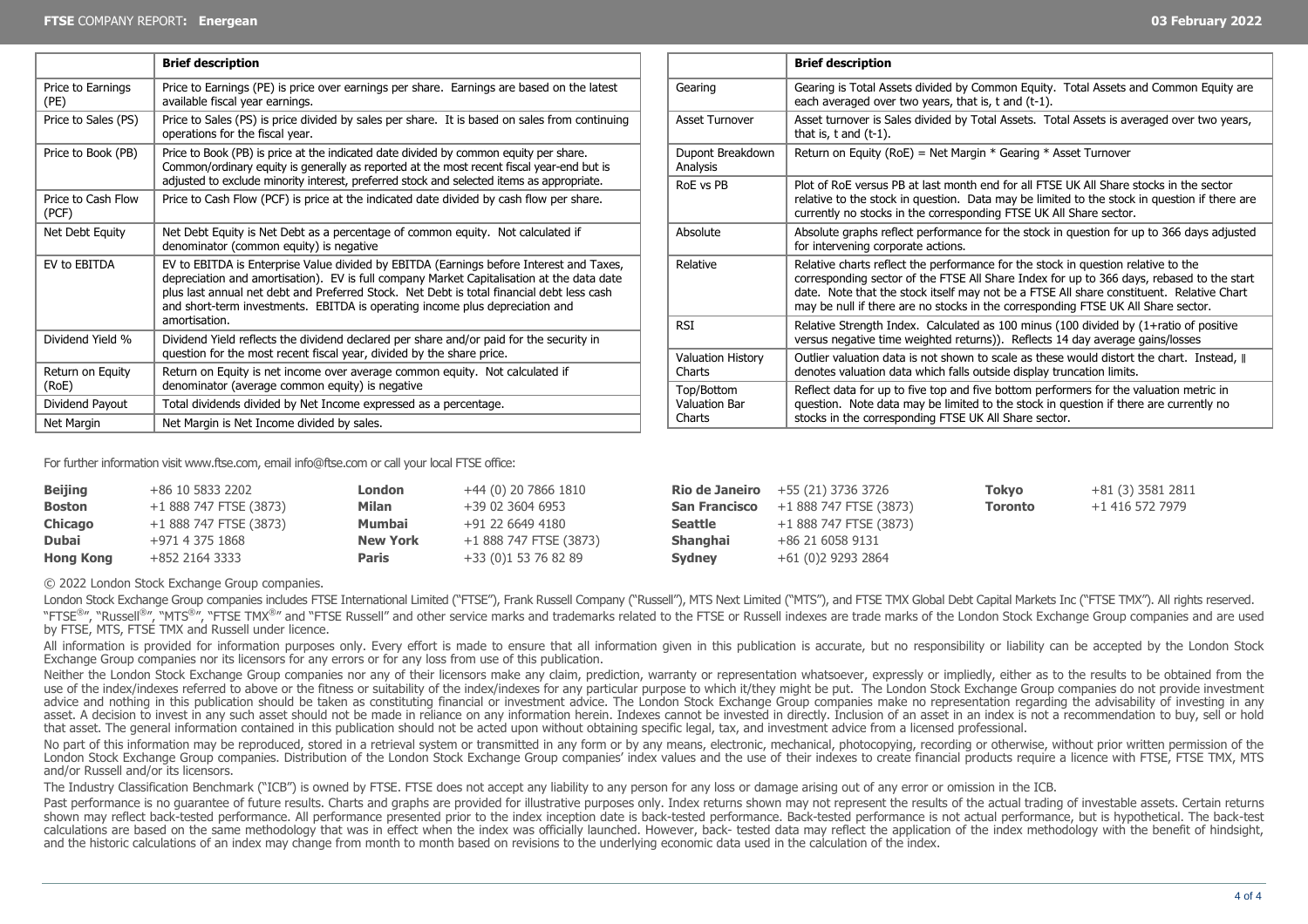| | Brief description |
|---|---|
| Price to Earnings (PE) | Price to Earnings (PE) is price over earnings per share. Earnings are based on the latest available fiscal year earnings. |
| Price to Sales (PS) | Price to Sales (PS) is price divided by sales per share. It is based on sales from continuing operations for the fiscal year. |
| Price to Book (PB) | Price to Book (PB) is price at the indicated date divided by common equity per share. Common/ordinary equity is generally as reported at the most recent fiscal year-end but is adjusted to exclude minority interest, preferred stock and selected items as appropriate. |
| Price to Cash Flow (PCF) | Price to Cash Flow (PCF) is price at the indicated date divided by cash flow per share. |
| Net Debt Equity | Net Debt Equity is Net Debt as a percentage of common equity. Not calculated if denominator (common equity) is negative |
| EV to EBITDA | EV to EBITDA is Enterprise Value divided by EBITDA (Earnings before Interest and Taxes, depreciation and amortisation). EV is full company Market Capitalisation at the data date plus last annual net debt and Preferred Stock. Net Debt is total financial debt less cash and short-term investments. EBITDA is operating income plus depreciation and amortisation. |
| Dividend Yield % | Dividend Yield reflects the dividend declared per share and/or paid for the security in question for the most recent fiscal year, divided by the share price. |
| Return on Equity (RoE) | Return on Equity is net income over average common equity. Not calculated if denominator (average common equity) is negative |
| Dividend Payout | Total dividends divided by Net Income expressed as a percentage. |
| Net Margin | Net Margin is Net Income divided by sales. |

| | Brief description |
|---|---|
| Gearing | Gearing is Total Assets divided by Common Equity. Total Assets and Common Equity are each averaged over two years, that is, t and (t-1). |
| Asset Turnover | Asset turnover is Sales divided by Total Assets. Total Assets is averaged over two years, that is, t and (t-1). |
| Dupont Breakdown Analysis | Return on Equity (RoE) = Net Margin * Gearing * Asset Turnover |
| RoE vs PB | Plot of RoE versus PB at last month end for all FTSE UK All Share stocks in the sector relative to the stock in question. Data may be limited to the stock in question if there are currently no stocks in the corresponding FTSE UK All Share sector. |
| Absolute | Absolute graphs reflect performance for the stock in question for up to 366 days adjusted for intervening corporate actions. |
| Relative | Relative charts reflect the performance for the stock in question relative to the corresponding sector of the FTSE All Share Index for up to 366 days, rebased to the start date. Note that the stock itself may not be a FTSE All share constituent. Relative Chart may be null if there are no stocks in the corresponding FTSE UK All Share sector. |
| RSI | Relative Strength Index. Calculated as 100 minus (100 divided by (1+ratio of positive versus negative time weighted returns)). Reflects 14 day average gains/losses |
| Valuation History Charts | Outlier valuation data is not shown to scale as these would distort the chart. Instead, ‖ denotes valuation data which falls outside display truncation limits. |
| Top/Bottom Valuation Bar Charts | Reflect data for up to five top and five bottom performers for the valuation metric in question. Note data may be limited to the stock in question if there are currently no stocks in the corresponding FTSE UK All Share sector. |

For further information visit www.ftse.com, email info@ftse.com or call your local FTSE office:

| | | | | | | | |
|---|---|---|---|---|---|---|---|
| **Beijing** | +86 10 5833 2202 | **London** | +44 (0) 20 7866 1810 | **Rio de Janeiro** | +55 (21) 3736 3726 | **Tokyo** | +81 (3) 3581 2811 |
| **Boston** | +1 888 747 FTSE (3873) | **Milan** | +39 02 3604 6953 | **San Francisco** | +1 888 747 FTSE (3873) | **Toronto** | +1 416 572 7979 |
| **Chicago** | +1 888 747 FTSE (3873) | **Mumbai** | +91 22 6649 4180 | **Seattle** | +1 888 747 FTSE (3873) | | |
| **Dubai** | +971 4 375 1868 | **New York** | +1 888 747 FTSE (3873) | **Shanghai** | +86 21 6058 9131 | | |
| **Hong Kong** | +852 2164 3333 | **Paris** | +33 (0)1 53 76 82 89 | **Sydney** | +61 (0)2 9293 2864 | | |

© 2022 London Stock Exchange Group companies.

London Stock Exchange Group companies includes FTSE International Limited ("FTSE"), Frank Russell Company ("Russell"), MTS Next Limited ("MTS"), and FTSE TMX Global Debt Capital Markets Inc ("FTSE TMX"). All rights reserved. "FTSE®", "Russell®", "MTS®", "FTSE TMX®" and "FTSE Russell" and other service marks and trademarks related to the FTSE or Russell indexes are trade marks of the London Stock Exchange Group companies and are used by FTSE, MTS, FTSE TMX and Russell under licence.

All information is provided for information purposes only. Every effort is made to ensure that all information given in this publication is accurate, but no responsibility or liability can be accepted by the London Stock Exchange Group companies nor its licensors for any errors or for any loss from use of this publication.

Neither the London Stock Exchange Group companies nor any of their licensors make any claim, prediction, warranty or representation whatsoever, expressly or impliedly, either as to the results to be obtained from the use of the index/indexes referred to above or the fitness or suitability of the index/indexes for any particular purpose to which it/they might be put. The London Stock Exchange Group companies do not provide investment advice and nothing in this publication should be taken as constituting financial or investment advice. The London Stock Exchange Group companies make no representation regarding the advisability of investing in any asset. A decision to invest in any such asset should not be made in reliance on any information herein. Indexes cannot be invested in directly. Inclusion of an asset in an index is not a recommendation to buy, sell or hold that asset. The general information contained in this publication should not be acted upon without obtaining specific legal, tax, and investment advice from a licensed professional.

No part of this information may be reproduced, stored in a retrieval system or transmitted in any form or by any means, electronic, mechanical, photocopying, recording or otherwise, without prior written permission of the London Stock Exchange Group companies. Distribution of the London Stock Exchange Group companies' index values and the use of their indexes to create financial products require a licence with FTSE, FTSE TMX, MTS and/or Russell and/or its licensors.

The Industry Classification Benchmark ("ICB") is owned by FTSE. FTSE does not accept any liability to any person for any loss or damage arising out of any error or omission in the ICB.

Past performance is no guarantee of future results. Charts and graphs are provided for illustrative purposes only. Index returns shown may not represent the results of the actual trading of investable assets. Certain returns shown may reflect back-tested performance. All performance presented prior to the index inception date is back-tested performance. Back-tested performance is not actual performance, but is hypothetical. The back-test calculations are based on the same methodology that was in effect when the index was officially launched. However, back- tested data may reflect the application of the index methodology with the benefit of hindsight, and the historic calculations of an index may change from month to month based on revisions to the underlying economic data used in the calculation of the index.